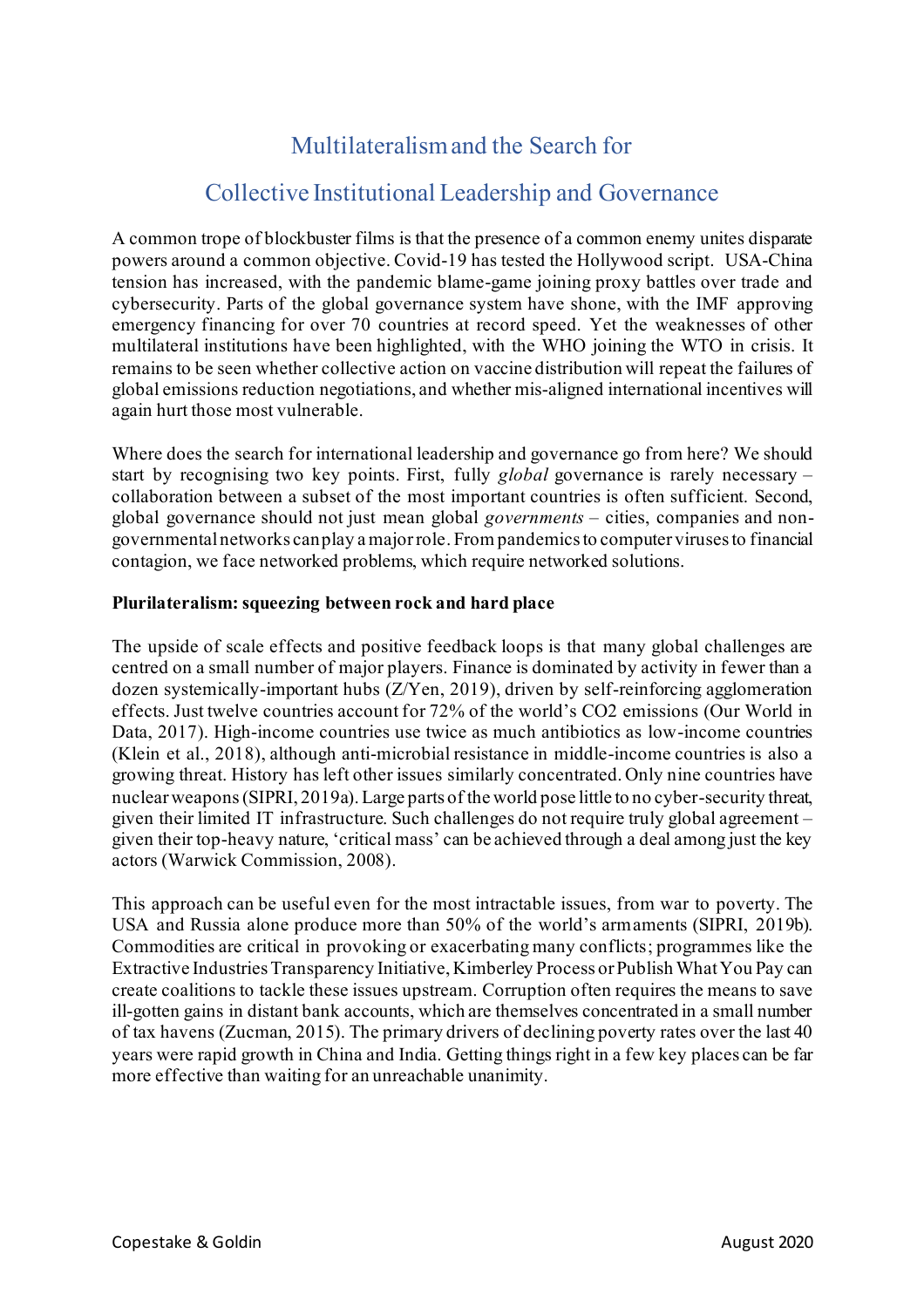# Multilateralism and the Search for Collective Institutional Leadership and Governance

A common trope of blockbuster films is that the presence of a common enemy unites disparate powers around a common objective. Covid-19 has tested the Hollywood script. USA-China tension has increased, with the pandemic blame-game joining proxy battles over trade and cybersecurity. Parts of the global governance system have shone, with the IMF approving emergency financing for over 70 countries at record speed. Yet the weaknesses of other multilateral institutions have been highlighted, with the WHO joining the WTO in crisis. It remains to be seen whether collective action on vaccine distribution will repeat the failures of global emissions reduction negotiations, and whether mis-aligned international incentives will again hurt those most vulnerable.

Where does the search for international leadership and governance go from here? We should start by recognising two key points. First, fully *global* governance is rarely necessary – collaboration between a subset of the most important countries is often sufficient. Second, global governance should not just mean global *governments* – cities, companies and non-governmental networks can play a major role. From pandemics to computer viruses to financial contagion, we face networked problems, which require networked solutions.

**Plurilateralism: squeezing between rock and hard place**

The upside of scale effects and positive feedback loops is that many global challenges are centred on a small number of major players. Finance is dominated by activity in fewer than a dozen systemically-important hubs (Z/Yen, 2019), driven by self-reinforcing agglomeration effects. Just twelve countries account for 72% of the world's CO2 emissions (Our World in Data, 2017). High-income countries use twice as much antibiotics as low-income countries (Klein et al., 2018), although anti-microbial resistance in middle-income countries is also a growing threat. History has left other issues similarly concentrated. Only nine countries have nuclear weapons (SIPRI, 2019a). Large parts of the world pose little to no cyber-security threat, given their limited IT infrastructure. Such challenges do not require truly global agreement – given their top-heavy nature, 'critical mass' can be achieved through a deal among just the key actors (Warwick Commission, 2008).

This approach can be useful even for the most intractable issues, from war to poverty. The USA and Russia alone produce more than 50% of the world's armaments (SIPRI, 2019b). Commodities are critical in provoking or exacerbating many conflicts; programmes like the Extractive Industries Transparency Initiative, Kimberley Process or Publish What You Pay can create coalitions to tackle these issues upstream. Corruption often requires the means to save ill-gotten gains in distant bank accounts, which are themselves concentrated in a small number of tax havens (Zucman, 2015). The primary drivers of declining poverty rates over the last 40 years were rapid growth in China and India. Getting things right in a few key places can be far more effective than waiting for an unreachable unanimity.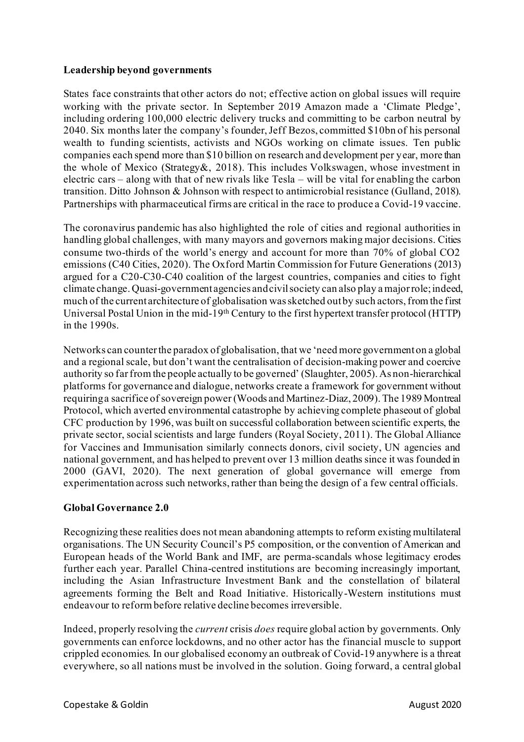**Leadership beyond governments**

States face constraints that other actors do not; effective action on global issues will require working with the private sector. In September 2019 Amazon made a 'Climate Pledge', including ordering 100,000 electric delivery trucks and committing to be carbon neutral by 2040. Six months later the company's founder, Jeff Bezos, committed $10bn of his personal wealth to funding scientists, activists and NGOs working on climate issues. Ten public companies each spend more than $10 billion on research and development per year, more than the whole of Mexico (Strategy&, 2018). This includes Volkswagen, whose investment in electric cars – along with that of new rivals like Tesla – will be vital for enabling the carbon transition. Ditto Johnson & Johnson with respect to antimicrobial resistance (Gulland, 2018). Partnerships with pharmaceutical firms are critical in the race to produce a Covid-19 vaccine.

The coronavirus pandemic has also highlighted the role of cities and regional authorities in handling global challenges, with many mayors and governors making major decisions. Cities consume two-thirds of the world's energy and account for more than 70% of global $CO_2$ emissions (C40 Cities, 2020). The Oxford Martin Commission for Future Generations (2013) argued for a C20-C30-C40 coalition of the largest countries, companies and cities to fight climate change. Quasi-government agencies and civil society can also play a major role; indeed, much of the current architecture of globalisation was sketched out by such actors, from the first Universal Postal Union in the mid-19th Century to the first hypertext transfer protocol (HTTP) in the 1990s.

Networks can counter the paradox of globalisation, that we 'need more government on a global and a regional scale, but don't want the centralisation of decision-making power and coercive authority so far from the people actually to be governed' (Slaughter, 2005). As non-hierarchical platforms for governance and dialogue, networks create a framework for government without requiring a sacrifice of sovereign power (Woods and Martinez-Diaz, 2009). The 1989 Montreal Protocol, which averted environmental catastrophe by achieving complete phaseout of global CFC production by 1996, was built on successful collaboration between scientific experts, the private sector, social scientists and large funders (Royal Society, 2011). The Global Alliance for Vaccines and Immunisation similarly connects donors, civil society, UN agencies and national government, and has helped to prevent over 13 million deaths since it was founded in 2000 (GAVI, 2020). The next generation of global governance will emerge from experimentation across such networks, rather than being the design of a few central officials.

**Global Governance 2.0**

Recognizing these realities does not mean abandoning attempts to reform existing multilateral organisations. The UN Security Council's P5 composition, or the convention of American and European heads of the World Bank and IMF, are perma-scandals whose legitimacy erodes further each year. Parallel China-centred institutions are becoming increasingly important, including the Asian Infrastructure Investment Bank and the constellation of bilateral agreements forming the Belt and Road Initiative. Historically-Western institutions must endeavour to reform before relative decline becomes irreversible.

Indeed, properly resolving the *current* crisis *does* require global action by governments. Only governments can enforce lockdowns, and no other actor has the financial muscle to support crippled economies. In our globalised economy an outbreak of Covid-19 anywhere is a threat everywhere, so all nations must be involved in the solution. Going forward, a central global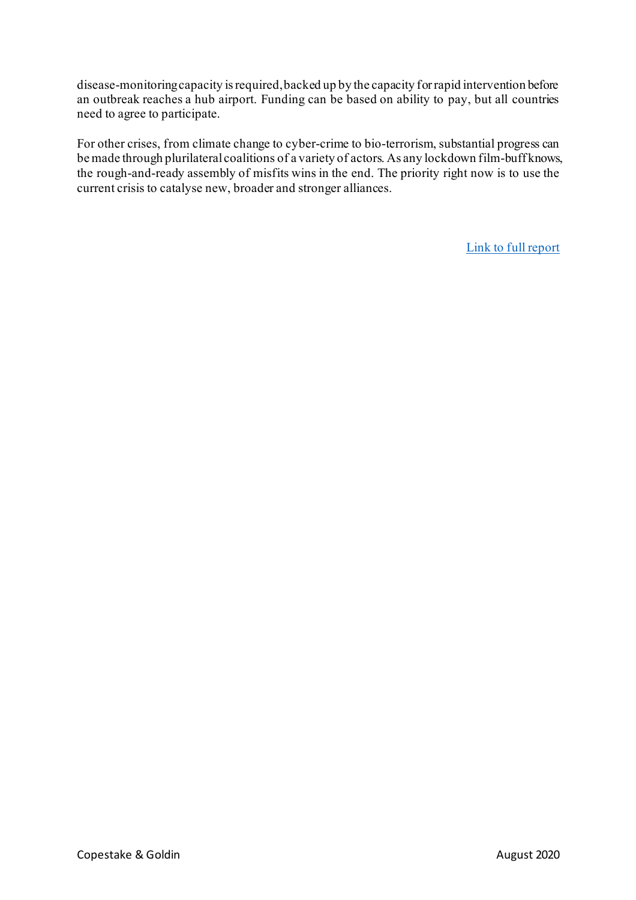disease-monitoring capacity is required, backed up by the capacity for rapid intervention before an outbreak reaches a hub airport. Funding can be based on ability to pay, but all countries need to agree to participate.

For other crises, from climate change to cyber-crime to bio-terrorism, substantial progress can be made through plurilateral coalitions of a variety of actors. As any lockdown film-buff knows, the rough-and-ready assembly of misfits wins in the end. The priority right now is to use the current crisis to catalyse new, broader and stronger alliances.

Link to full report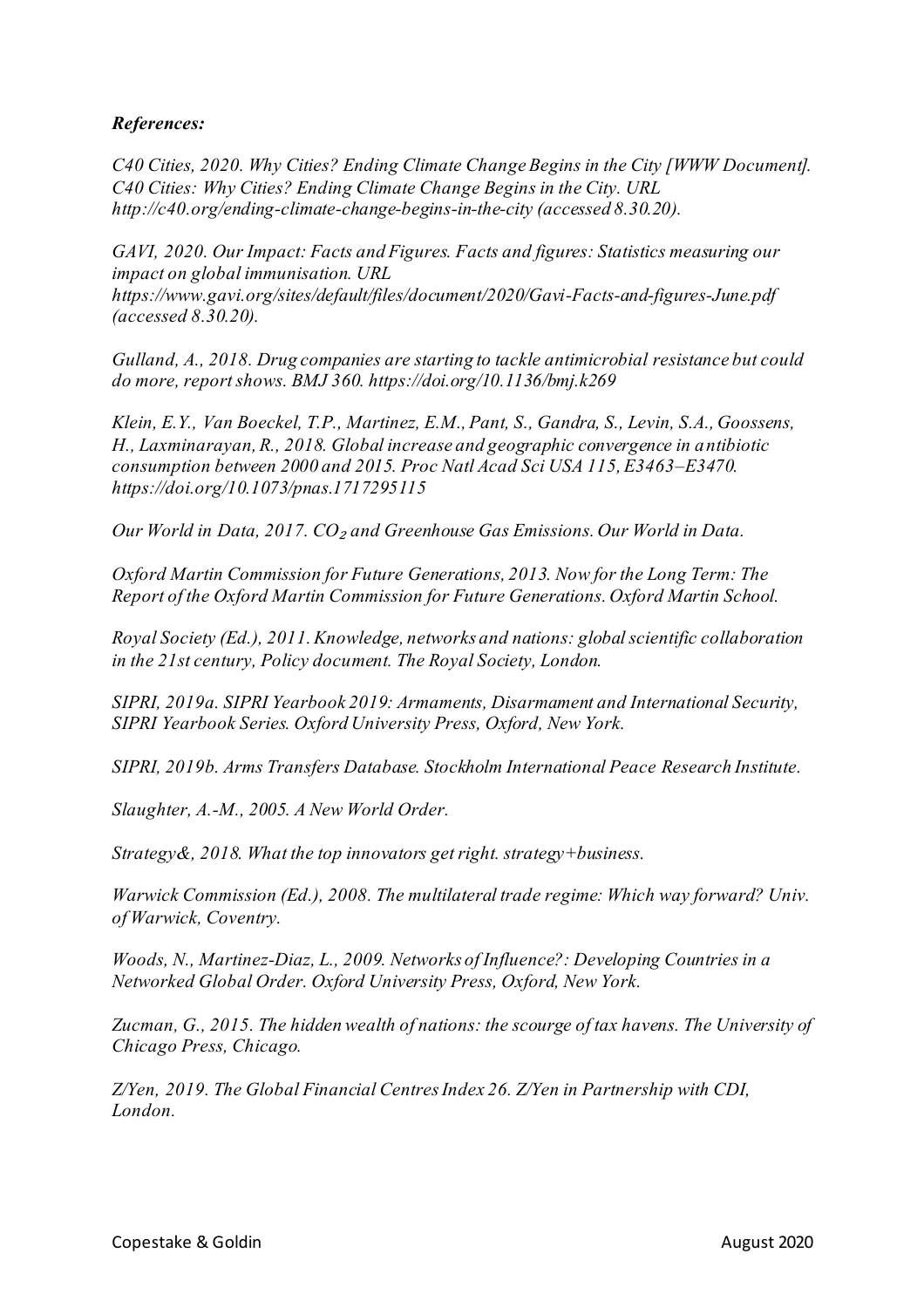***References:***

*C40 Cities, 2020. Why Cities? Ending Climate Change Begins in the City [WWW Document]. C40 Cities: Why Cities? Ending Climate Change Begins in the City. URL http://c40.org/ending-climate-change-begins-in-the-city (accessed 8.30.20).*

*GAVI, 2020. Our Impact: Facts and Figures. Facts and figures: Statistics measuring our impact on global immunisation. URL https://www.gavi.org/sites/default/files/document/2020/Gavi-Facts-and-figures-June.pdf (accessed 8.30.20).*

*Gulland, A., 2018. Drug companies are starting to tackle antimicrobial resistance but could do more, report shows. BMJ 360. https://doi.org/10.1136/bmj.k269*

*Klein, E.Y., Van Boeckel, T.P., Martinez, E.M., Pant, S., Gandra, S., Levin, S.A., Goossens, H., Laxminarayan, R., 2018. Global increase and geographic convergence in antibiotic consumption between 2000 and 2015. Proc Natl Acad Sci USA 115, E3463–E3470. https://doi.org/10.1073/pnas.1717295115*

*Our World in Data, 2017. $CO_2$ and Greenhouse Gas Emissions. Our World in Data.*

*Oxford Martin Commission for Future Generations, 2013. Now for the Long Term: The Report of the Oxford Martin Commission for Future Generations. Oxford Martin School.*

*Royal Society (Ed.), 2011. Knowledge, networks and nations: global scientific collaboration in the 21st century, Policy document. The Royal Society, London.*

*SIPRI, 2019a. SIPRI Yearbook 2019: Armaments, Disarmament and International Security, SIPRI Yearbook Series. Oxford University Press, Oxford, New York.*

*SIPRI, 2019b. Arms Transfers Database. Stockholm International Peace Research Institute.*

*Slaughter, A.-M., 2005. A New World Order.*

*Strategy&, 2018. What the top innovators get right. strategy+business.*

*Warwick Commission (Ed.), 2008. The multilateral trade regime: Which way forward? Univ. of Warwick, Coventry.*

*Woods, N., Martinez-Diaz, L., 2009. Networks of Influence?: Developing Countries in a Networked Global Order. Oxford University Press, Oxford, New York.*

*Zucman, G., 2015. The hidden wealth of nations: the scourge of tax havens. The University of Chicago Press, Chicago.*

*Z/Yen, 2019. The Global Financial Centres Index 26. Z/Yen in Partnership with CDI, London.*